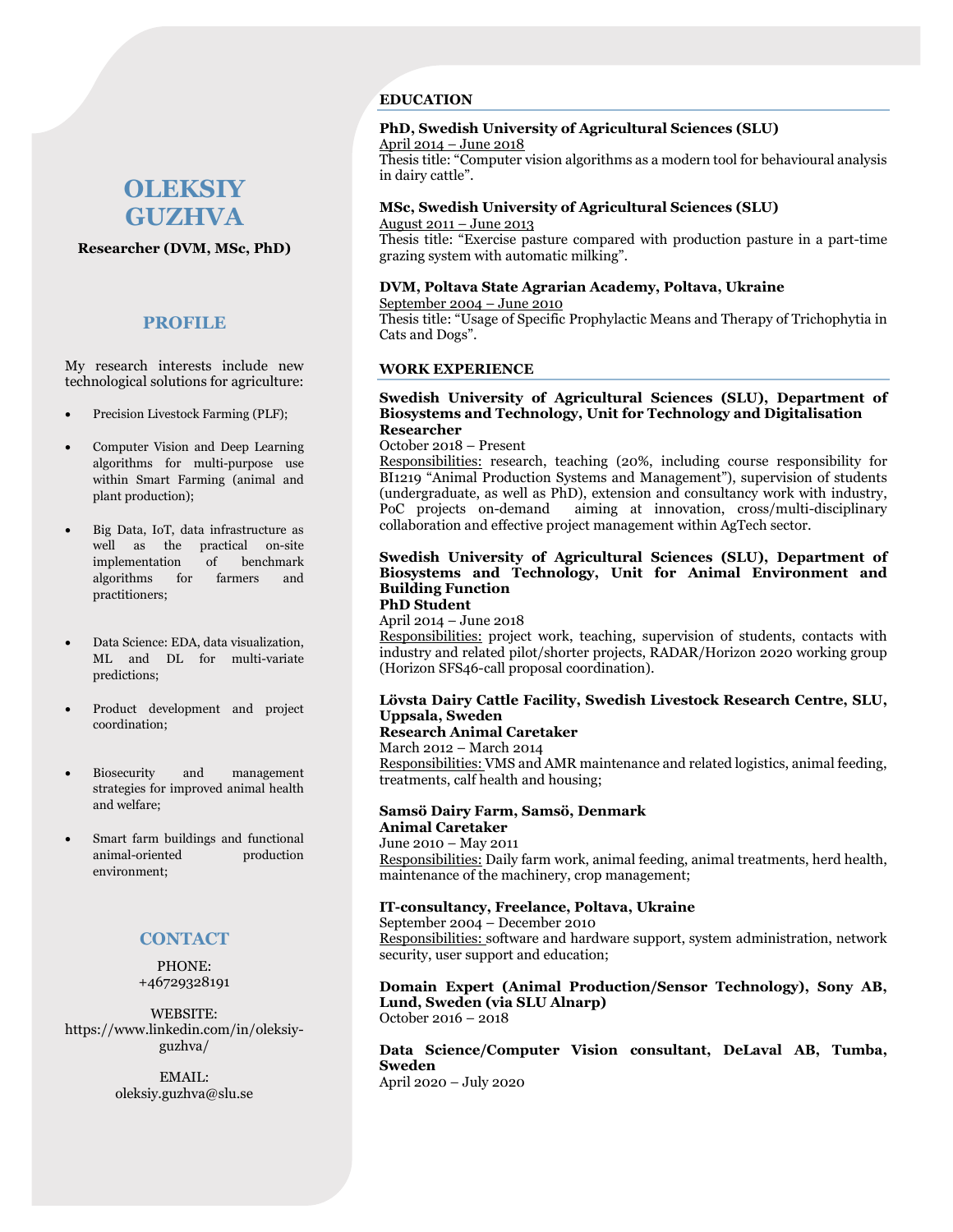# OLEKSIY GUZHVA

**Researcher (DVM, MSc, PhD)**

## PROFILE

My research interests include new technological solutions for agriculture:

- Precision Livestock Farming (PLF);
- Computer Vision and Deep Learning algorithms for multi-purpose use within Smart Farming (animal and plant production);
- Big Data, IoT, data infrastructure as well as the practical on-site implementation of benchmark algorithms for farmers and practitioners;
- Data Science: EDA, data visualization, ML and DL for multi-variate predictions;
- Product development and project coordination;
- Biosecurity and management strategies for improved animal health and welfare;
- Smart farm buildings and functional animal-oriented production environment;

## CONTACT

PHONE:
+46729328191

WEBSITE:
https://www.linkedin.com/in/oleksiy-guzhva/

EMAIL:
oleksiy.guzhva@slu.se

## EDUCATION

**PhD, Swedish University of Agricultural Sciences (SLU)**
April 2014 – June 2018
Thesis title: "Computer vision algorithms as a modern tool for behavioural analysis in dairy cattle".

**MSc, Swedish University of Agricultural Sciences (SLU)**
August 2011 – June 2013
Thesis title: "Exercise pasture compared with production pasture in a part-time grazing system with automatic milking".

**DVM, Poltava State Agrarian Academy, Poltava, Ukraine**
September 2004 – June 2010
Thesis title: "Usage of Specific Prophylactic Means and Therapy of Trichophytia in Cats and Dogs".

## WORK EXPERIENCE

**Swedish University of Agricultural Sciences (SLU), Department of Biosystems and Technology, Unit for Technology and Digitalisation**
**Researcher**
October 2018 – Present
Responsibilities: research, teaching (20%, including course responsibility for BI1219 "Animal Production Systems and Management"), supervision of students (undergraduate, as well as PhD), extension and consultancy work with industry, PoC projects on-demand aiming at innovation, cross/multi-disciplinary collaboration and effective project management within AgTech sector.

**Swedish University of Agricultural Sciences (SLU), Department of Biosystems and Technology, Unit for Animal Environment and Building Function**
**PhD Student**
April 2014 – June 2018
Responsibilities: project work, teaching, supervision of students, contacts with industry and related pilot/shorter projects, RADAR/Horizon 2020 working group (Horizon SFS46-call proposal coordination).

**Lövsta Dairy Cattle Facility, Swedish Livestock Research Centre, SLU, Uppsala, Sweden**
**Research Animal Caretaker**
March 2012 – March 2014
Responsibilities: VMS and AMR maintenance and related logistics, animal feeding, treatments, calf health and housing;

**Samsö Dairy Farm, Samsö, Denmark**
**Animal Caretaker**
June 2010 – May 2011
Responsibilities: Daily farm work, animal feeding, animal treatments, herd health, maintenance of the machinery, crop management;

**IT-consultancy, Freelance, Poltava, Ukraine**
September 2004 – December 2010
Responsibilities: software and hardware support, system administration, network security, user support and education;

**Domain Expert (Animal Production/Sensor Technology), Sony AB, Lund, Sweden (via SLU Alnarp)**
October 2016 – 2018

**Data Science/Computer Vision consultant, DeLaval AB, Tumba, Sweden**
April 2020 – July 2020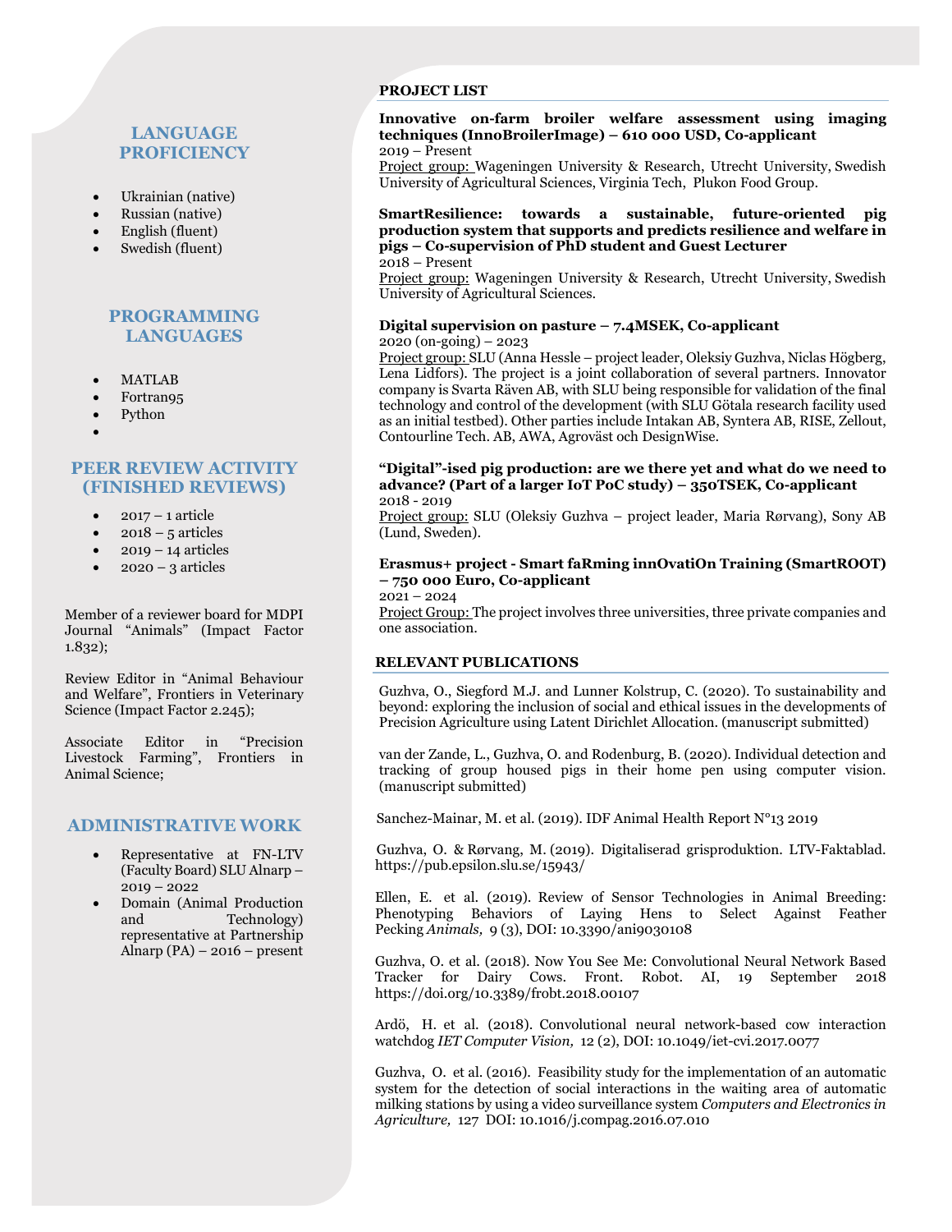## LANGUAGE PROFICIENCY

- Ukrainian (native)
- Russian (native)
- English (fluent)
- Swedish (fluent)

## PROGRAMMING LANGUAGES

- MATLAB
- Fortran95
- Python

## PEER REVIEW ACTIVITY (FINISHED REVIEWS)

- 2017 – 1 article
- 2018 – 5 articles
- 2019 – 14 articles
- 2020 – 3 articles

Member of a reviewer board for MDPI Journal "Animals" (Impact Factor 1.832);

Review Editor in "Animal Behaviour and Welfare", Frontiers in Veterinary Science (Impact Factor 2.245);

Associate Editor in "Precision Livestock Farming", Frontiers in Animal Science;

## ADMINISTRATIVE WORK

- Representative at FN-LTV (Faculty Board) SLU Alnarp – 2019 – 2022
- Domain (Animal Production and Technology) representative at Partnership Alnarp (PA) – 2016 – present

## PROJECT LIST

**Innovative on-farm broiler welfare assessment using imaging techniques (InnoBroilerImage) – 610 000 USD, Co-applicant**
2019 – Present
Project group: Wageningen University & Research, Utrecht University, Swedish University of Agricultural Sciences, Virginia Tech, Plukon Food Group.

**SmartResilience: towards a sustainable, future-oriented pig production system that supports and predicts resilience and welfare in pigs – Co-supervision of PhD student and Guest Lecturer**
2018 – Present
Project group: Wageningen University & Research, Utrecht University, Swedish University of Agricultural Sciences.

**Digital supervision on pasture – 7.4MSEK, Co-applicant**
2020 (on-going) – 2023
Project group: SLU (Anna Hessle – project leader, Oleksiy Guzhva, Niclas Högberg, Lena Lidfors). The project is a joint collaboration of several partners. Innovator company is Svarta Räven AB, with SLU being responsible for validation of the final technology and control of the development (with SLU Götala research facility used as an initial testbed). Other parties include Intakan AB, Syntera AB, RISE, Zellout, Contourline Tech. AB, AWA, Agroväst och DesignWise.

**"Digital"-ised pig production: are we there yet and what do we need to advance? (Part of a larger IoT PoC study) – 350TSEK, Co-applicant**
2018 - 2019
Project group: SLU (Oleksiy Guzhva – project leader, Maria Rørvang), Sony AB (Lund, Sweden).

**Erasmus+ project - Smart faRming innOvatiOn Training (SmartROOT) – 750 000 Euro, Co-applicant**
2021 – 2024
Project Group: The project involves three universities, three private companies and one association.

## RELEVANT PUBLICATIONS

Guzhva, O., Siegford M.J. and Lunner Kolstrup, C. (2020). To sustainability and beyond: exploring the inclusion of social and ethical issues in the developments of Precision Agriculture using Latent Dirichlet Allocation. (manuscript submitted)

van der Zande, L., Guzhva, O. and Rodenburg, B. (2020). Individual detection and tracking of group housed pigs in their home pen using computer vision. (manuscript submitted)

Sanchez-Mainar, M. et al. (2019). IDF Animal Health Report N°13 2019

Guzhva, O. & Rørvang, M. (2019). Digitaliserad grisproduktion. LTV-Faktablad. https://pub.epsilon.slu.se/15943/

Ellen, E. et al. (2019). Review of Sensor Technologies in Animal Breeding: Phenotyping Behaviors of Laying Hens to Select Against Feather Pecking *Animals,* 9 (3), DOI: 10.3390/ani9030108

Guzhva, O. et al. (2018). Now You See Me: Convolutional Neural Network Based Tracker for Dairy Cows. Front. Robot. AI, 19 September 2018 https://doi.org/10.3389/frobt.2018.00107

Ardö, H. et al. (2018). Convolutional neural network-based cow interaction watchdog *IET Computer Vision,* 12 (2), DOI: 10.1049/iet-cvi.2017.0077

Guzhva, O. et al. (2016). Feasibility study for the implementation of an automatic system for the detection of social interactions in the waiting area of automatic milking stations by using a video surveillance system *Computers and Electronics in Agriculture,* 127 DOI: 10.1016/j.compag.2016.07.010